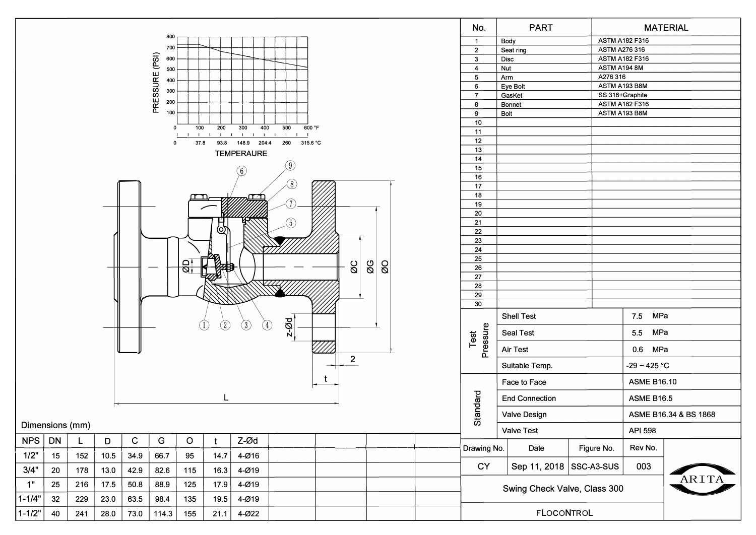| No. | PART | MATERIAL |
|---|---|---|
| 1 | Body | ASTM A182 F316 |
| 2 | Seat ring | ASTM A276 316 |
| 3 | Disc | ASTM A182 F316 |
| 4 | Nut | ASTM A194 8M |
| 5 | Arm | A276 316 |
| 6 | Eye Bolt | ASTM A193 B8M |
| 7 | GasKet | SS 316+Graphite |
| 8 | Bonnet | ASTM A182 F316 |
| 9 | Bolt | ASTM A193 B8M |
| 10 | | |
| 11 | | |
| 12 | | |
| 13 | | |
| 14 | | |
| 15 | | |
| 16 | | |
| 17 | | |
| 18 | | |
| 19 | | |
| 20 | | |
| 21 | | |
| 22 | | |
| 23 | | |
| 24 | | |
| 25 | | |
| 26 | | |
| 27 | | |
| 28 | | |
| 29 | | |
| 30 | | |

| | | |
|---|---|---|
| Test Pressure | Shell Test | 7.5 MPa |
| | Seal Test | 5.5 MPa |
| | Air Test | 0.6 MPa |
| | Suitable Temp. | -29 ~ 425 °C |
| Standard | Face to Face | ASME B16.10 |
| | End Connection | ASME B16.5 |
| | Valve Design | ASME B16.34 & BS 1868 |
| | Valve Test | API 598 |

Dimensions (mm)

| NPS | DN | L | D | C | G | O | t | Z-Ød |
|---|---|---|---|---|---|---|---|---|
| 1/2" | 15 | 152 | 10.5 | 34.9 | 66.7 | 95 | 14.7 | 4-Ø16 |
| 3/4" | 20 | 178 | 13.0 | 42.9 | 82.6 | 115 | 16.3 | 4-Ø19 |
| 1" | 25 | 216 | 17.5 | 50.8 | 88.9 | 125 | 17.9 | 4-Ø19 |
| 1-1/4" | 32 | 229 | 23.0 | 63.5 | 98.4 | 135 | 19.5 | 4-Ø19 |
| 1-1/2" | 40 | 241 | 28.0 | 73.0 | 114.3 | 155 | 21.1 | 4-Ø22 |

| Drawing No. | Date | Figure No. | Rev No. |
|---|---|---|---|
| CY | Sep 11, 2018 | SSC-A3-SUS | 003 |

Swing Check Valve, Class 300

FLOCONTROL

ARITA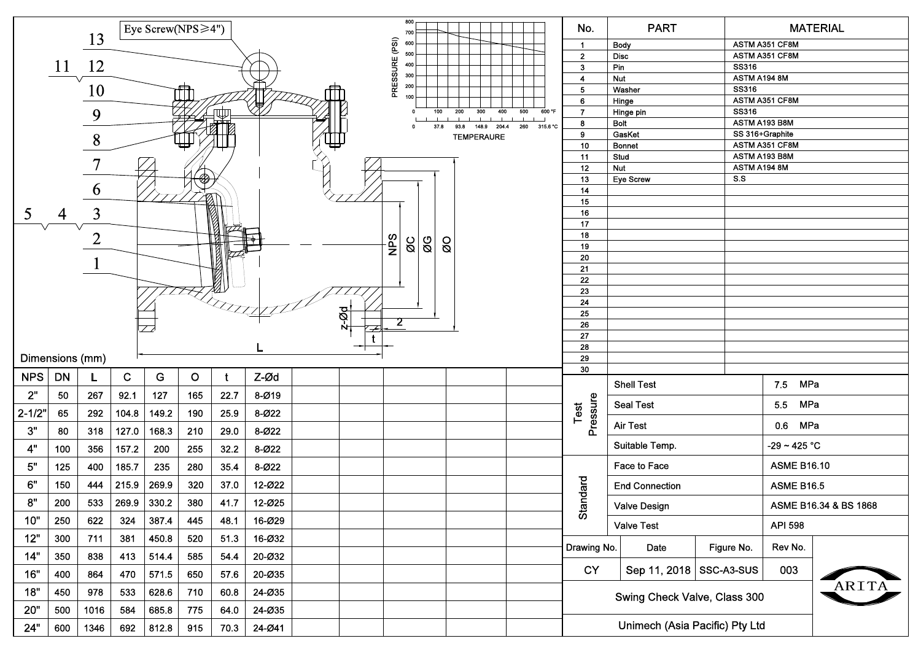Eye Screw(NPS≥4")

13
11 12
10
9
8
7
6
5 4 3
2
1

NPS ØC ØG ØO

z-Ød
2
t
L

PRESSURE (PSI)
800
700
600
500
400
300
200
100
0 100 200 300 400 500 600 °F
0 37.8 93.8 148.9 204.4 260 315.6 °C
TEMPERAURE

| No. | PART | MATERIAL |
|---|---|---|
| 1 | Body | ASTM A351 CF8M |
| 2 | Disc | ASTM A351 CF8M |
| 3 | Pin | SS316 |
| 4 | Nut | ASTM A194 8M |
| 5 | Washer | SS316 |
| 6 | Hinge | ASTM A351 CF8M |
| 7 | Hinge pin | SS316 |
| 8 | Bolt | ASTM A193 B8M |
| 9 | GasKet | SS 316+Graphite |
| 10 | Bonnet | ASTM A351 CF8M |
| 11 | Stud | ASTM A193 B8M |
| 12 | Nut | ASTM A194 8M |
| 13 | Eye Screw | S.S |
| 14 | | |
| 15 | | |
| 16 | | |
| 17 | | |
| 18 | | |
| 19 | | |
| 20 | | |
| 21 | | |
| 22 | | |
| 23 | | |
| 24 | | |
| 25 | | |
| 26 | | |
| 27 | | |
| 28 | | |
| 29 | | |
| 30 | | |

Dimensions (mm)

| NPS | DN | L | C | G | O | t | Z-Ød | | | | | |
|---|---|---|---|---|---|---|---|---|---|---|---|---|
| 2" | 50 | 267 | 92.1 | 127 | 165 | 22.7 | 8-Ø19 | | | | | |
| 2-1/2" | 65 | 292 | 104.8 | 149.2 | 190 | 25.9 | 8-Ø22 | | | | | |
| 3" | 80 | 318 | 127.0 | 168.3 | 210 | 29.0 | 8-Ø22 | | | | | |
| 4" | 100 | 356 | 157.2 | 200 | 255 | 32.2 | 8-Ø22 | | | | | |
| 5" | 125 | 400 | 185.7 | 235 | 280 | 35.4 | 8-Ø22 | | | | | |
| 6" | 150 | 444 | 215.9 | 269.9 | 320 | 37.0 | 12-Ø22 | | | | | |
| 8" | 200 | 533 | 269.9 | 330.2 | 380 | 41.7 | 12-Ø25 | | | | | |
| 10" | 250 | 622 | 324 | 387.4 | 445 | 48.1 | 16-Ø29 | | | | | |
| 12" | 300 | 711 | 381 | 450.8 | 520 | 51.3 | 16-Ø32 | | | | | |
| 14" | 350 | 838 | 413 | 514.4 | 585 | 54.4 | 20-Ø32 | | | | | |
| 16" | 400 | 864 | 470 | 571.5 | 650 | 57.6 | 20-Ø35 | | | | | |
| 18" | 450 | 978 | 533 | 628.6 | 710 | 60.8 | 24-Ø35 | | | | | |
| 20" | 500 | 1016 | 584 | 685.8 | 775 | 64.0 | 24-Ø35 | | | | | |
| 24" | 600 | 1346 | 692 | 812.8 | 915 | 70.3 | 24-Ø41 | | | | | |

| | | |
|---|---|---|
| Test Pressure | Shell Test | 7.5 MPa |
| | Seal Test | 5.5 MPa |
| | Air Test | 0.6 MPa |
| | Suitable Temp. | -29 ~ 425 °C |
| Standard | Face to Face | ASME B16.10 |
| | End Connection | ASME B16.5 |
| | Valve Design | ASME B16.34 & BS 1868 |
| | Valve Test | API 598 |

| Drawing No. | Date | Figure No. | Rev No. |
|---|---|---|---|
| CY | Sep 11, 2018 | SSC-A3-SUS | 003 |

Swing Check Valve, Class 300

Unimech (Asia Pacific) Pty Ltd

ARITA